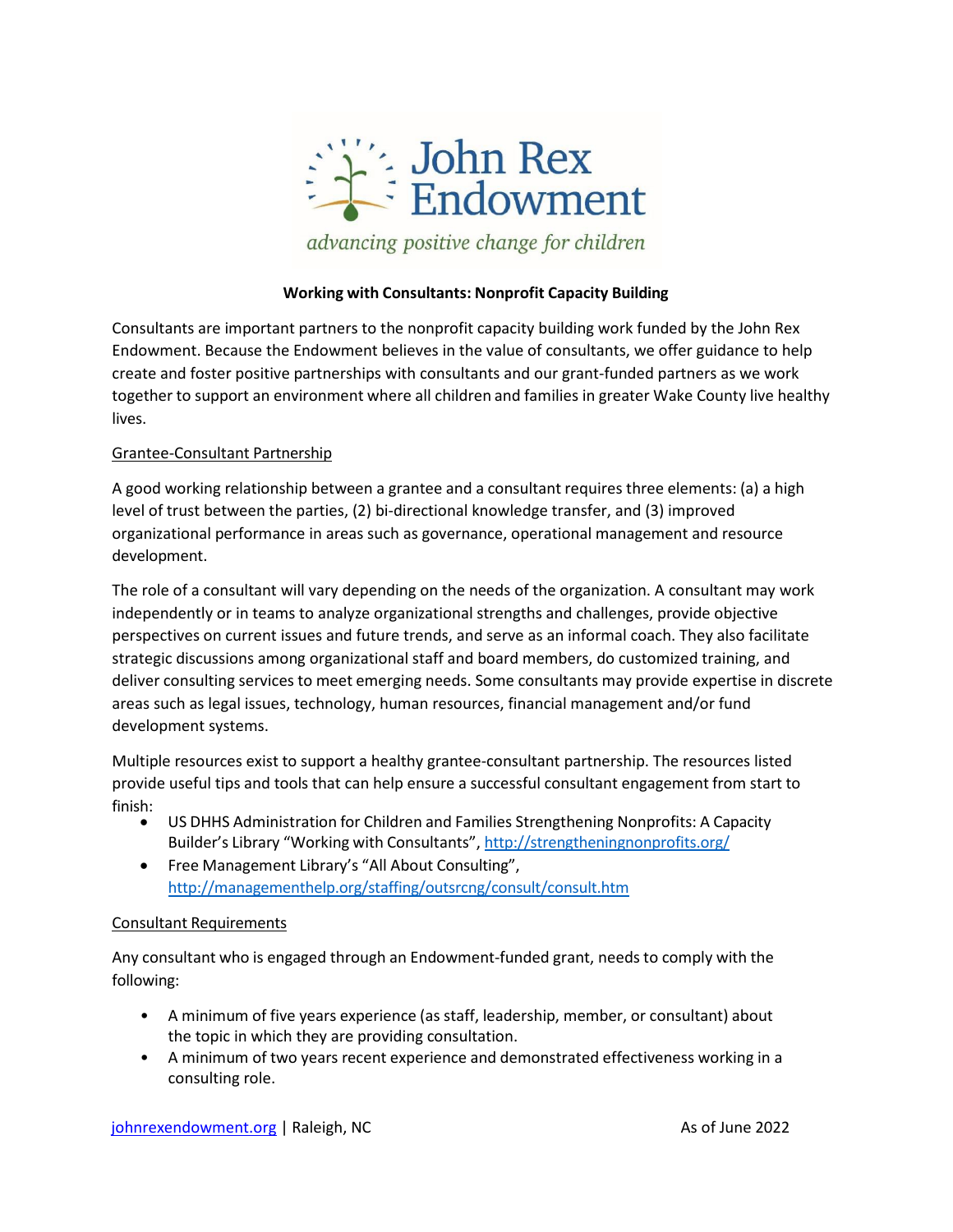John Rex Endowment

*advancing positive change for children*

**Working with Consultants: Nonprofit Capacity Building**

Consultants are important partners to the nonprofit capacity building work funded by the John Rex Endowment. Because the Endowment believes in the value of consultants, we offer guidance to help create and foster positive partnerships with consultants and our grant-funded partners as we work together to support an environment where all children and families in greater Wake County live healthy lives.

## Grantee-Consultant Partnership

A good working relationship between a grantee and a consultant requires three elements: (a) a high level of trust between the parties, (2) bi-directional knowledge transfer, and (3) improved organizational performance in areas such as governance, operational management and resource development.

The role of a consultant will vary depending on the needs of the organization. A consultant may work independently or in teams to analyze organizational strengths and challenges, provide objective perspectives on current issues and future trends, and serve as an informal coach. They also facilitate strategic discussions among organizational staff and board members, do customized training, and deliver consulting services to meet emerging needs. Some consultants may provide expertise in discrete areas such as legal issues, technology, human resources, financial management and/or fund development systems.

Multiple resources exist to support a healthy grantee-consultant partnership. The resources listed provide useful tips and tools that can help ensure a successful consultant engagement from start to finish:

- US DHHS Administration for Children and Families Strengthening Nonprofits: A Capacity Builder's Library "Working with Consultants", http://strengtheningnonprofits.org/
- Free Management Library's "All About Consulting", http://managementhelp.org/staffing/outsrcng/consult/consult.htm

## Consultant Requirements

Any consultant who is engaged through an Endowment-funded grant, needs to comply with the following:

- A minimum of five years experience (as staff, leadership, member, or consultant) about the topic in which they are providing consultation.
- A minimum of two years recent experience and demonstrated effectiveness working in a consulting role.

johnrexendowment.org | Raleigh, NC As of June 2022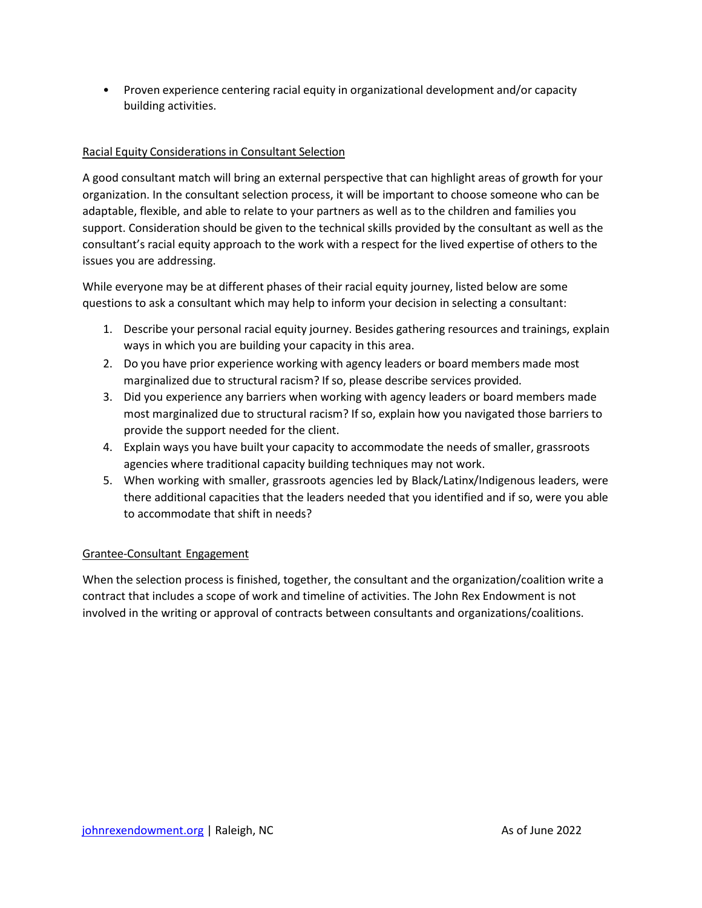- Proven experience centering racial equity in organizational development and/or capacity building activities.

### Racial Equity Considerations in Consultant Selection

A good consultant match will bring an external perspective that can highlight areas of growth for your organization. In the consultant selection process, it will be important to choose someone who can be adaptable, flexible, and able to relate to your partners as well as to the children and families you support. Consideration should be given to the technical skills provided by the consultant as well as the consultant's racial equity approach to the work with a respect for the lived expertise of others to the issues you are addressing.

While everyone may be at different phases of their racial equity journey, listed below are some questions to ask a consultant which may help to inform your decision in selecting a consultant:

1. Describe your personal racial equity journey. Besides gathering resources and trainings, explain ways in which you are building your capacity in this area.
2. Do you have prior experience working with agency leaders or board members made most marginalized due to structural racism? If so, please describe services provided.
3. Did you experience any barriers when working with agency leaders or board members made most marginalized due to structural racism? If so, explain how you navigated those barriers to provide the support needed for the client.
4. Explain ways you have built your capacity to accommodate the needs of smaller, grassroots agencies where traditional capacity building techniques may not work.
5. When working with smaller, grassroots agencies led by Black/Latinx/Indigenous leaders, were there additional capacities that the leaders needed that you identified and if so, were you able to accommodate that shift in needs?

### Grantee-Consultant Engagement

When the selection process is finished, together, the consultant and the organization/coalition write a contract that includes a scope of work and timeline of activities. The John Rex Endowment is not involved in the writing or approval of contracts between consultants and organizations/coalitions.